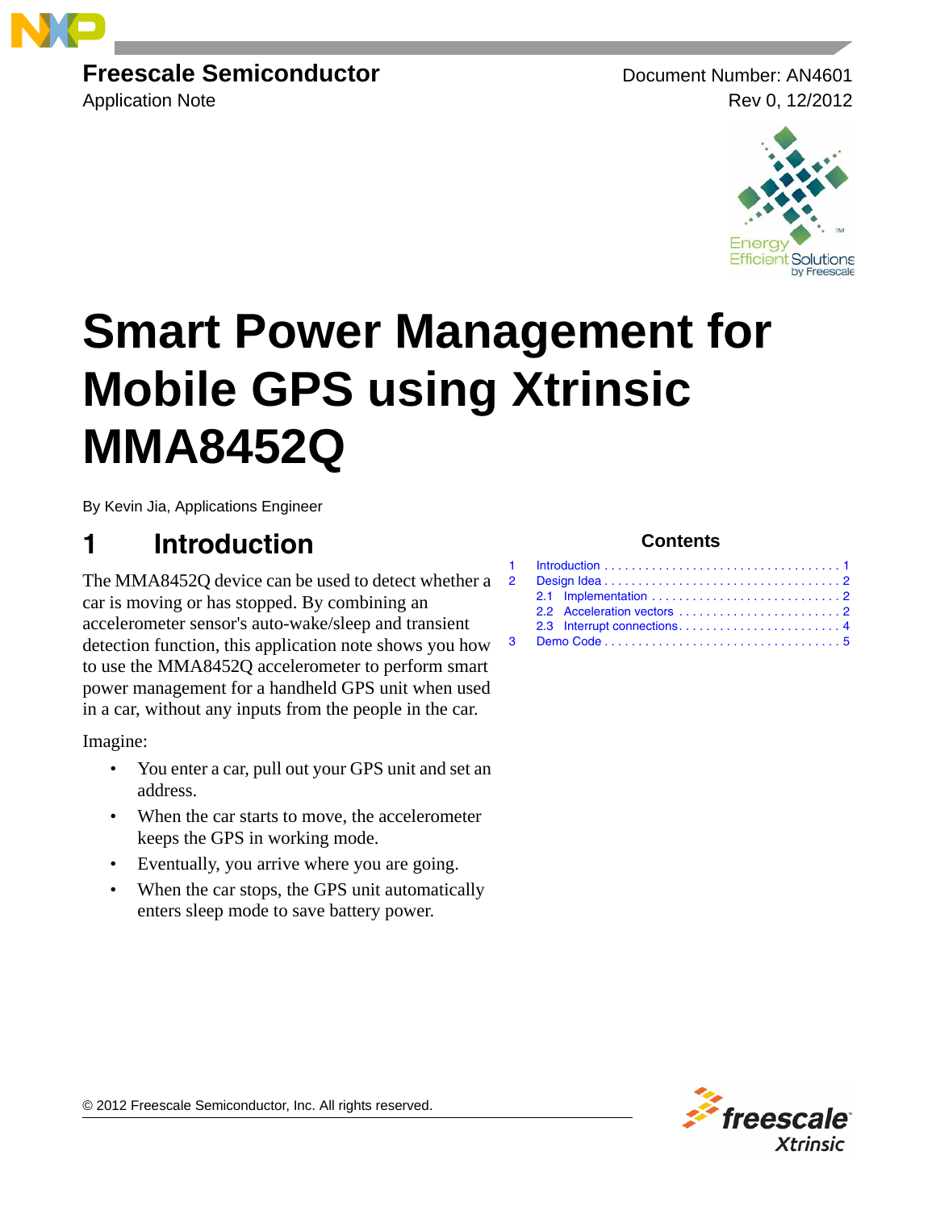Freescale Semiconductor
Application Note

Document Number: AN4601
Rev 0, 12/2012

# Smart Power Management for Mobile GPS using Xtrinsic MMA8452Q

By Kevin Jia, Applications Engineer

**Contents**

1 Introduction . . . . . . . . . . . . . . . . . . . . . . . . . . . . . . . . . . . 1
2 Design Idea . . . . . . . . . . . . . . . . . . . . . . . . . . . . . . . . . . 2
  2.1 Implementation . . . . . . . . . . . . . . . . . . . . . . . . . . . 2
  2.2 Acceleration vectors . . . . . . . . . . . . . . . . . . . . . . . 2
  2.3 Interrupt connections. . . . . . . . . . . . . . . . . . . . . . . 4
3 Demo Code . . . . . . . . . . . . . . . . . . . . . . . . . . . . . . . . . . 5

## 1 Introduction

The MMA8452Q device can be used to detect whether a car is moving or has stopped. By combining an accelerometer sensor's auto-wake/sleep and transient detection function, this application note shows you how to use the MMA8452Q accelerometer to perform smart power management for a handheld GPS unit when used in a car, without any inputs from the people in the car.

Imagine:

- You enter a car, pull out your GPS unit and set an address.
- When the car starts to move, the accelerometer keeps the GPS in working mode.
- Eventually, you arrive where you are going.
- When the car stops, the GPS unit automatically enters sleep mode to save battery power.

© 2012 Freescale Semiconductor, Inc. All rights reserved.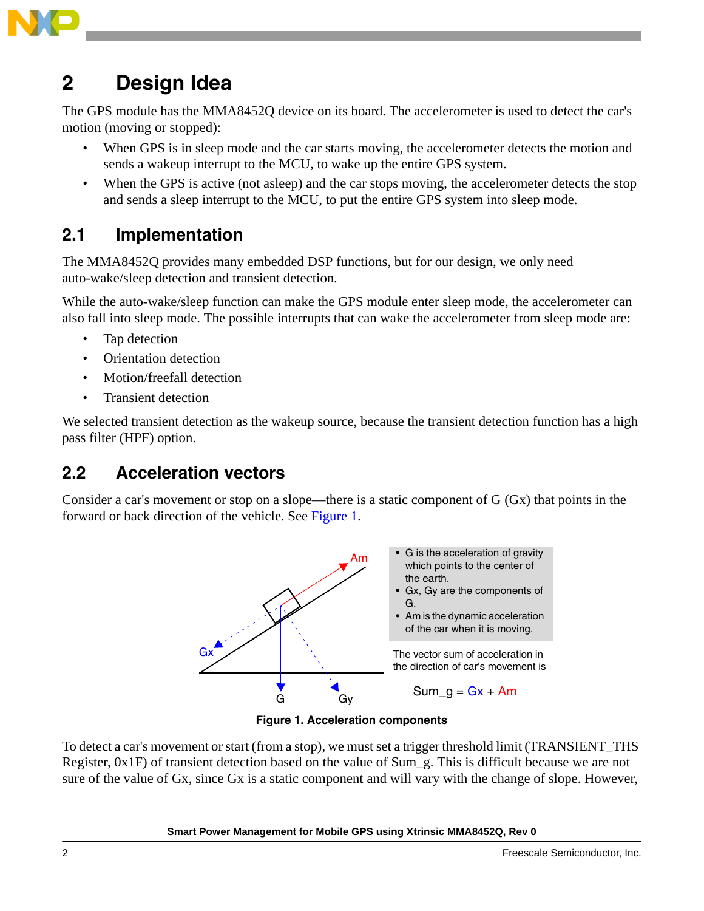## 2 Design Idea

The GPS module has the MMA8452Q device on its board. The accelerometer is used to detect the car's motion (moving or stopped):

- When GPS is in sleep mode and the car starts moving, the accelerometer detects the motion and sends a wakeup interrupt to the MCU, to wake up the entire GPS system.
- When the GPS is active (not asleep) and the car stops moving, the accelerometer detects the stop and sends a sleep interrupt to the MCU, to put the entire GPS system into sleep mode.

### 2.1 Implementation

The MMA8452Q provides many embedded DSP functions, but for our design, we only need auto-wake/sleep detection and transient detection.

While the auto-wake/sleep function can make the GPS module enter sleep mode, the accelerometer can also fall into sleep mode. The possible interrupts that can wake the accelerometer from sleep mode are:

- Tap detection
- Orientation detection
- Motion/freefall detection
- Transient detection

We selected transient detection as the wakeup source, because the transient detection function has a high pass filter (HPF) option.

### 2.2 Acceleration vectors

Consider a car's movement or stop on a slope—there is a static component of G (Gx) that points in the forward or back direction of the vehicle. See Figure 1.

- G is the acceleration of gravity which points to the center of the earth.
- Gx, Gy are the components of G.
- Am is the dynamic acceleration of the car when it is moving.

The vector sum of acceleration in the direction of car's movement is

$$Sum\_g = Gx + Am$$

**Figure 1. Acceleration components**

To detect a car's movement or start (from a stop), we must set a trigger threshold limit (TRANSIENT_THS Register, 0x1F) of transient detection based on the value of Sum_g. This is difficult because we are not sure of the value of Gx, since Gx is a static component and will vary with the change of slope. However,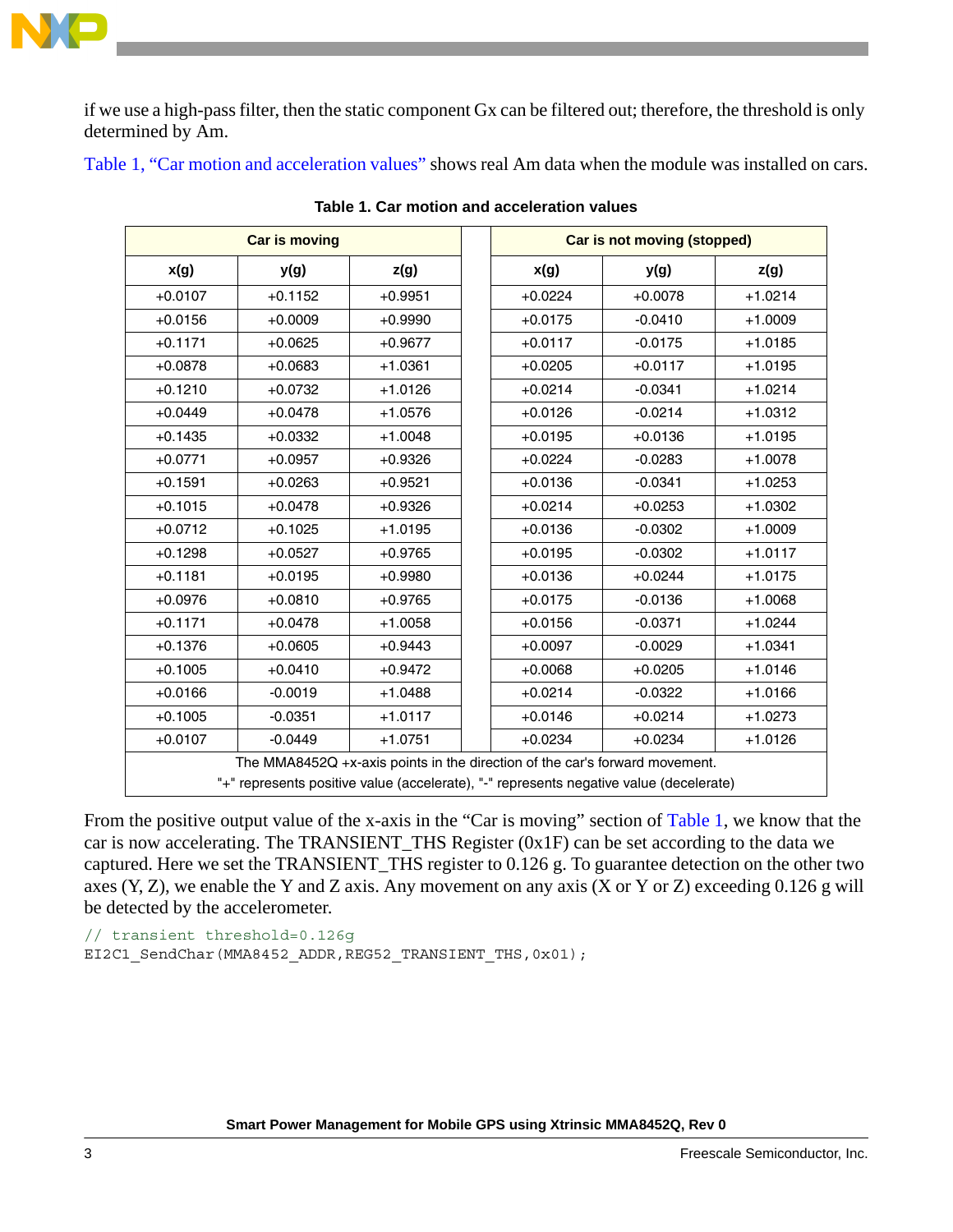if we use a high-pass filter, then the static component Gx can be filtered out; therefore, the threshold is only determined by Am.

Table 1, “Car motion and acceleration values” shows real Am data when the module was installed on cars.

**Table 1. Car motion and acceleration values**

| Car is moving | | | | Car is not moving (stopped) | | |
|---|---|---|---|---|---|---|
| x(g) | y(g) | z(g) | | x(g) | y(g) | z(g) |
| +0.0107 | +0.1152 | +0.9951 | | +0.0224 | +0.0078 | +1.0214 |
| +0.0156 | +0.0009 | +0.9990 | | +0.0175 | -0.0410 | +1.0009 |
| +0.1171 | +0.0625 | +0.9677 | | +0.0117 | -0.0175 | +1.0185 |
| +0.0878 | +0.0683 | +1.0361 | | +0.0205 | +0.0117 | +1.0195 |
| +0.1210 | +0.0732 | +1.0126 | | +0.0214 | -0.0341 | +1.0214 |
| +0.0449 | +0.0478 | +1.0576 | | +0.0126 | -0.0214 | +1.0312 |
| +0.1435 | +0.0332 | +1.0048 | | +0.0195 | +0.0136 | +1.0195 |
| +0.0771 | +0.0957 | +0.9326 | | +0.0224 | -0.0283 | +1.0078 |
| +0.1591 | +0.0263 | +0.9521 | | +0.0136 | -0.0341 | +1.0253 |
| +0.1015 | +0.0478 | +0.9326 | | +0.0214 | +0.0253 | +1.0302 |
| +0.0712 | +0.1025 | +1.0195 | | +0.0136 | -0.0302 | +1.0009 |
| +0.1298 | +0.0527 | +0.9765 | | +0.0195 | -0.0302 | +1.0117 |
| +0.1181 | +0.0195 | +0.9980 | | +0.0136 | +0.0244 | +1.0175 |
| +0.0976 | +0.0810 | +0.9765 | | +0.0175 | -0.0136 | +1.0068 |
| +0.1171 | +0.0478 | +1.0058 | | +0.0156 | -0.0371 | +1.0244 |
| +0.1376 | +0.0605 | +0.9443 | | +0.0097 | -0.0029 | +1.0341 |
| +0.1005 | +0.0410 | +0.9472 | | +0.0068 | +0.0205 | +1.0146 |
| +0.0166 | -0.0019 | +1.0488 | | +0.0214 | -0.0322 | +1.0166 |
| +0.1005 | -0.0351 | +1.0117 | | +0.0146 | +0.0214 | +1.0273 |
| +0.0107 | -0.0449 | +1.0751 | | +0.0234 | +0.0234 | +1.0126 |
| The MMA8452Q +x-axis points in the direction of the car's forward movement. "+" represents positive value (accelerate), "-" represents negative value (decelerate) | | | | | | |

From the positive output value of the x-axis in the “Car is moving” section of Table 1, we know that the car is now accelerating. The TRANSIENT_THS Register (0x1F) can be set according to the data we captured. Here we set the TRANSIENT_THS register to 0.126 g. To guarantee detection on the other two axes (Y, Z), we enable the Y and Z axis. Any movement on any axis (X or Y or Z) exceeding 0.126 g will be detected by the accelerometer.

```
// transient threshold=0.126g
EI2C1_SendChar(MMA8452_ADDR,REG52_TRANSIENT_THS,0x01);
```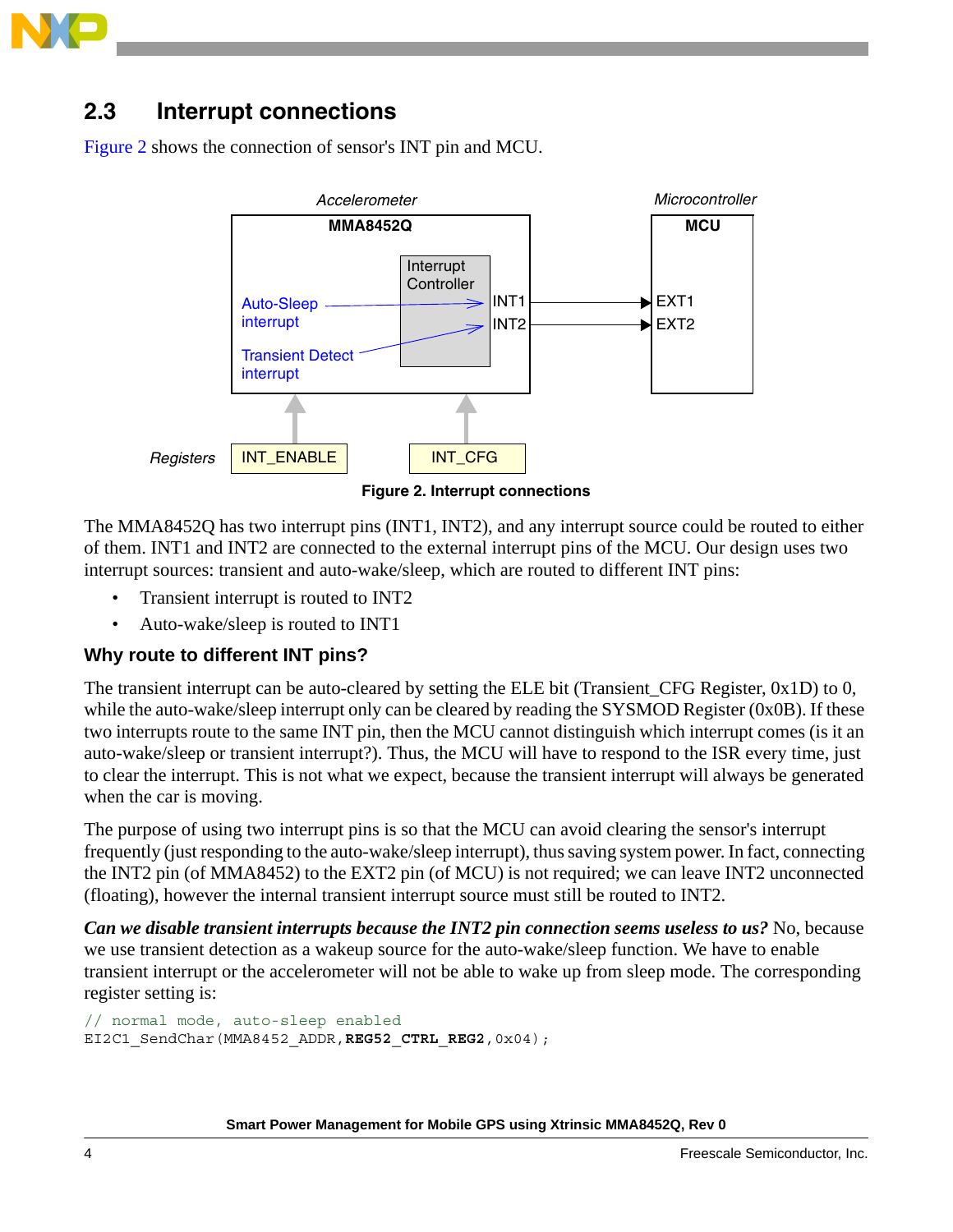## 2.3 Interrupt connections

Figure 2 shows the connection of sensor's INT pin and MCU.

**Figure 2. Interrupt connections**

The MMA8452Q has two interrupt pins (INT1, INT2), and any interrupt source could be routed to either of them. INT1 and INT2 are connected to the external interrupt pins of the MCU. Our design uses two interrupt sources: transient and auto-wake/sleep, which are routed to different INT pins:

- Transient interrupt is routed to INT2
- Auto-wake/sleep is routed to INT1

### Why route to different INT pins?

The transient interrupt can be auto-cleared by setting the ELE bit (Transient_CFG Register, 0x1D) to 0, while the auto-wake/sleep interrupt only can be cleared by reading the SYSMOD Register (0x0B). If these two interrupts route to the same INT pin, then the MCU cannot distinguish which interrupt comes (is it an auto-wake/sleep or transient interrupt?). Thus, the MCU will have to respond to the ISR every time, just to clear the interrupt. This is not what we expect, because the transient interrupt will always be generated when the car is moving.

The purpose of using two interrupt pins is so that the MCU can avoid clearing the sensor's interrupt frequently (just responding to the auto-wake/sleep interrupt), thus saving system power. In fact, connecting the INT2 pin (of MMA8452) to the EXT2 pin (of MCU) is not required; we can leave INT2 unconnected (floating), however the internal transient interrupt source must still be routed to INT2.

***Can we disable transient interrupts because the INT2 pin connection seems useless to us?*** No, because we use transient detection as a wakeup source for the auto-wake/sleep function. We have to enable transient interrupt or the accelerometer will not be able to wake up from sleep mode. The corresponding register setting is:

```
// normal mode, auto-sleep enabled
EI2C1_SendChar(MMA8452_ADDR,REG52_CTRL_REG2,0x04);
```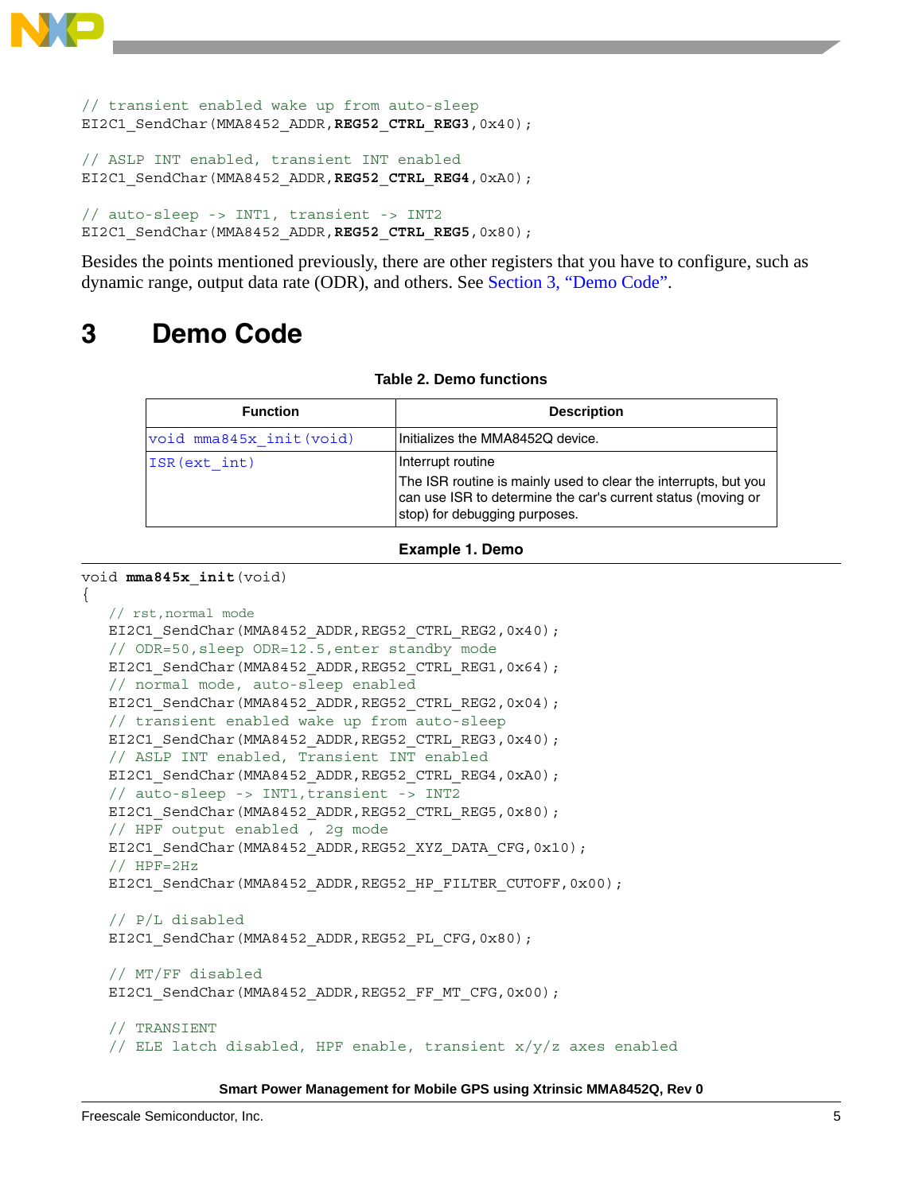```
// transient enabled wake up from auto-sleep
EI2C1_SendChar(MMA8452_ADDR,REG52_CTRL_REG3,0x40);

// ASLP INT enabled, transient INT enabled
EI2C1_SendChar(MMA8452_ADDR,REG52_CTRL_REG4,0xA0);

// auto-sleep -> INT1, transient -> INT2
EI2C1_SendChar(MMA8452_ADDR,REG52_CTRL_REG5,0x80);
```

Besides the points mentioned previously, there are other registers that you have to configure, such as dynamic range, output data rate (ODR), and others. See Section 3, "Demo Code".

# 3 Demo Code

**Table 2. Demo functions**

| Function | Description |
|---|---|
| `void mma845x_init(void)` | Initializes the MMA8452Q device. |
| `ISR(ext_int)` | Interrupt routine<br>The ISR routine is mainly used to clear the interrupts, but you can use ISR to determine the car's current status (moving or stop) for debugging purposes. |

**Example 1. Demo**

```
void mma845x_init(void)
{
   // rst,normal mode
   EI2C1_SendChar(MMA8452_ADDR,REG52_CTRL_REG2,0x40);
   // ODR=50,sleep ODR=12.5,enter standby mode
   EI2C1_SendChar(MMA8452_ADDR,REG52_CTRL_REG1,0x64);
   // normal mode, auto-sleep enabled
   EI2C1_SendChar(MMA8452_ADDR,REG52_CTRL_REG2,0x04);
   // transient enabled wake up from auto-sleep
   EI2C1_SendChar(MMA8452_ADDR,REG52_CTRL_REG3,0x40);
   // ASLP INT enabled, Transient INT enabled
   EI2C1_SendChar(MMA8452_ADDR,REG52_CTRL_REG4,0xA0);
   // auto-sleep -> INT1,transient -> INT2
   EI2C1_SendChar(MMA8452_ADDR,REG52_CTRL_REG5,0x80);
   // HPF output enabled , 2g mode
   EI2C1_SendChar(MMA8452_ADDR,REG52_XYZ_DATA_CFG,0x10);
   // HPF=2Hz
   EI2C1_SendChar(MMA8452_ADDR,REG52_HP_FILTER_CUTOFF,0x00);

   // P/L disabled
   EI2C1_SendChar(MMA8452_ADDR,REG52_PL_CFG,0x80);

   // MT/FF disabled
   EI2C1_SendChar(MMA8452_ADDR,REG52_FF_MT_CFG,0x00);

   // TRANSIENT
   // ELE latch disabled, HPF enable, transient x/y/z axes enabled
```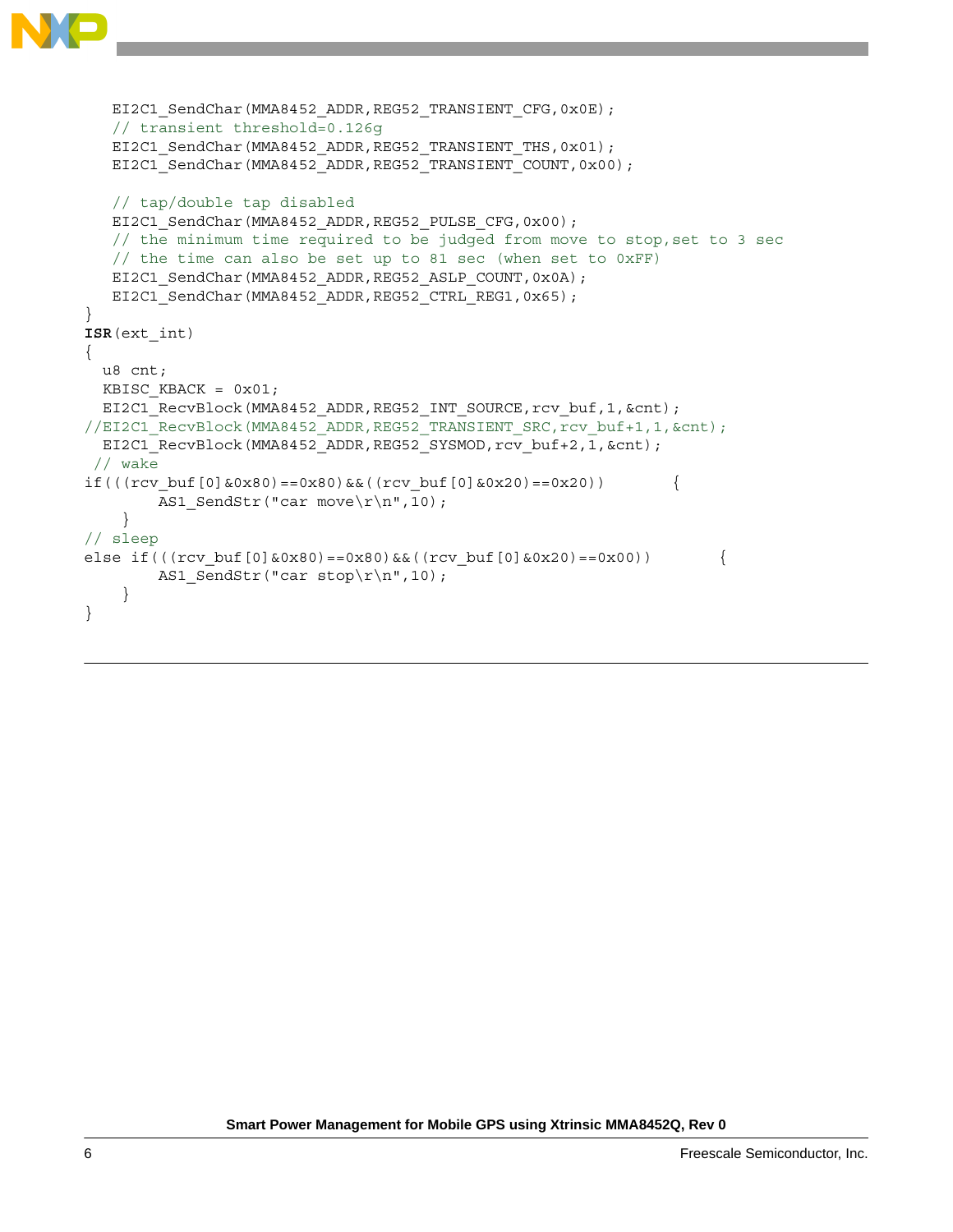```
   EI2C1_SendChar(MMA8452_ADDR,REG52_TRANSIENT_CFG,0x0E);
   // transient threshold=0.126g
   EI2C1_SendChar(MMA8452_ADDR,REG52_TRANSIENT_THS,0x01);
   EI2C1_SendChar(MMA8452_ADDR,REG52_TRANSIENT_COUNT,0x00);

   // tap/double tap disabled
   EI2C1_SendChar(MMA8452_ADDR,REG52_PULSE_CFG,0x00);
   // the minimum time required to be judged from move to stop,set to 3 sec
   // the time can also be set up to 81 sec (when set to 0xFF)
   EI2C1_SendChar(MMA8452_ADDR,REG52_ASLP_COUNT,0x0A);
   EI2C1_SendChar(MMA8452_ADDR,REG52_CTRL_REG1,0x65);
}
ISR(ext_int)
{
  u8 cnt;
  KBISC_KBACK = 0x01;
  EI2C1_RecvBlock(MMA8452_ADDR,REG52_INT_SOURCE,rcv_buf,1,&cnt);
//EI2C1_RecvBlock(MMA8452_ADDR,REG52_TRANSIENT_SRC,rcv_buf+1,1,&cnt);
  EI2C1_RecvBlock(MMA8452_ADDR,REG52_SYSMOD,rcv_buf+2,1,&cnt);
 // wake
if(((rcv_buf[0]&0x80)==0x80)&&((rcv_buf[0]&0x20)==0x20))        {
        AS1_SendStr("car move\r\n",10);
    }
// sleep
else if(((rcv_buf[0]&0x80)==0x80)&&((rcv_buf[0]&0x20)==0x00))        {
        AS1_SendStr("car stop\r\n",10);
    }
}
```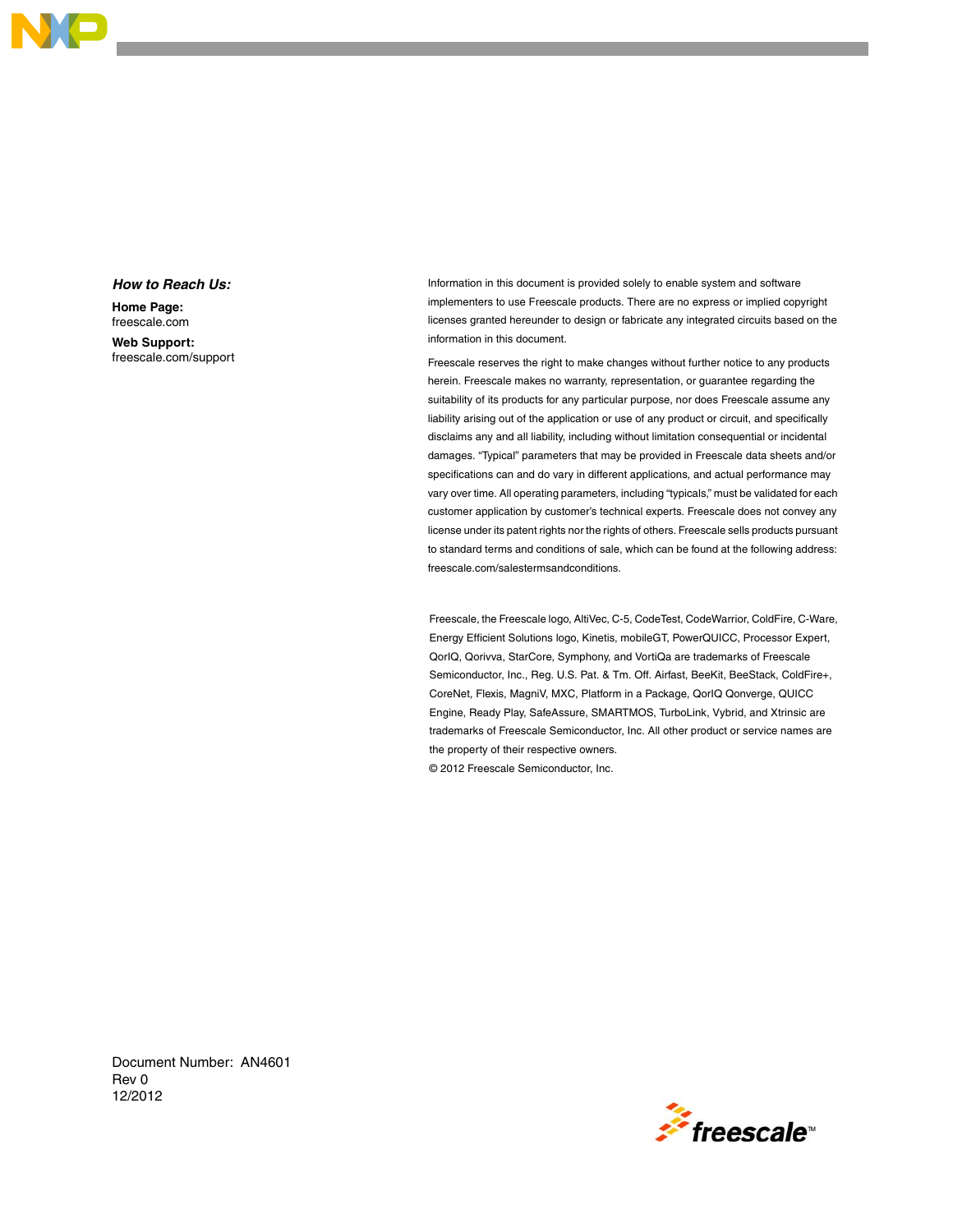***How to Reach Us:***

**Home Page:**
freescale.com

**Web Support:**
freescale.com/support

Information in this document is provided solely to enable system and software implementers to use Freescale products. There are no express or implied copyright licenses granted hereunder to design or fabricate any integrated circuits based on the information in this document.

Freescale reserves the right to make changes without further notice to any products herein. Freescale makes no warranty, representation, or guarantee regarding the suitability of its products for any particular purpose, nor does Freescale assume any liability arising out of the application or use of any product or circuit, and specifically disclaims any and all liability, including without limitation consequential or incidental damages. "Typical" parameters that may be provided in Freescale data sheets and/or specifications can and do vary in different applications, and actual performance may vary over time. All operating parameters, including "typicals," must be validated for each customer application by customer's technical experts. Freescale does not convey any license under its patent rights nor the rights of others. Freescale sells products pursuant to standard terms and conditions of sale, which can be found at the following address: freescale.com/salestermsandconditions.

Freescale, the Freescale logo, AltiVec, C-5, CodeTest, CodeWarrior, ColdFire, C-Ware, Energy Efficient Solutions logo, Kinetis, mobileGT, PowerQUICC, Processor Expert, QorIQ, Qorivva, StarCore, Symphony, and VortiQa are trademarks of Freescale Semiconductor, Inc., Reg. U.S. Pat. & Tm. Off. Airfast, BeeKit, BeeStack, ColdFire+, CoreNet, Flexis, MagniV, MXC, Platform in a Package, QorIQ Qonverge, QUICC Engine, Ready Play, SafeAssure, SMARTMOS, TurboLink, Vybrid, and Xtrinsic are trademarks of Freescale Semiconductor, Inc. All other product or service names are the property of their respective owners.
© 2012 Freescale Semiconductor, Inc.

Document Number: AN4601
Rev 0
12/2012